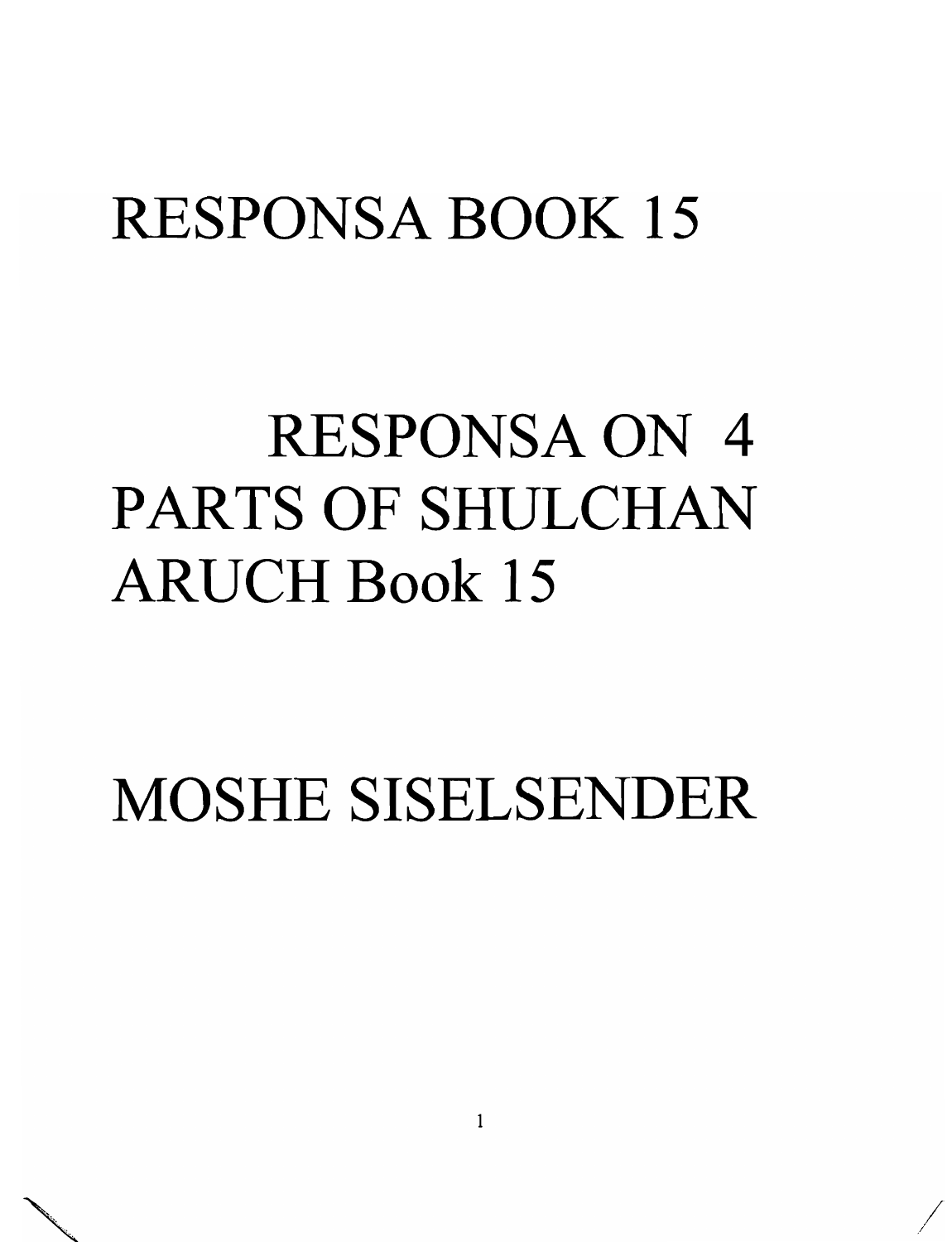# RESPONSA BOOK 15

# RESPONSA ON 4 PARTS OF SHULCHAN ARUCH Book 15

# MOSHE SISELSENDER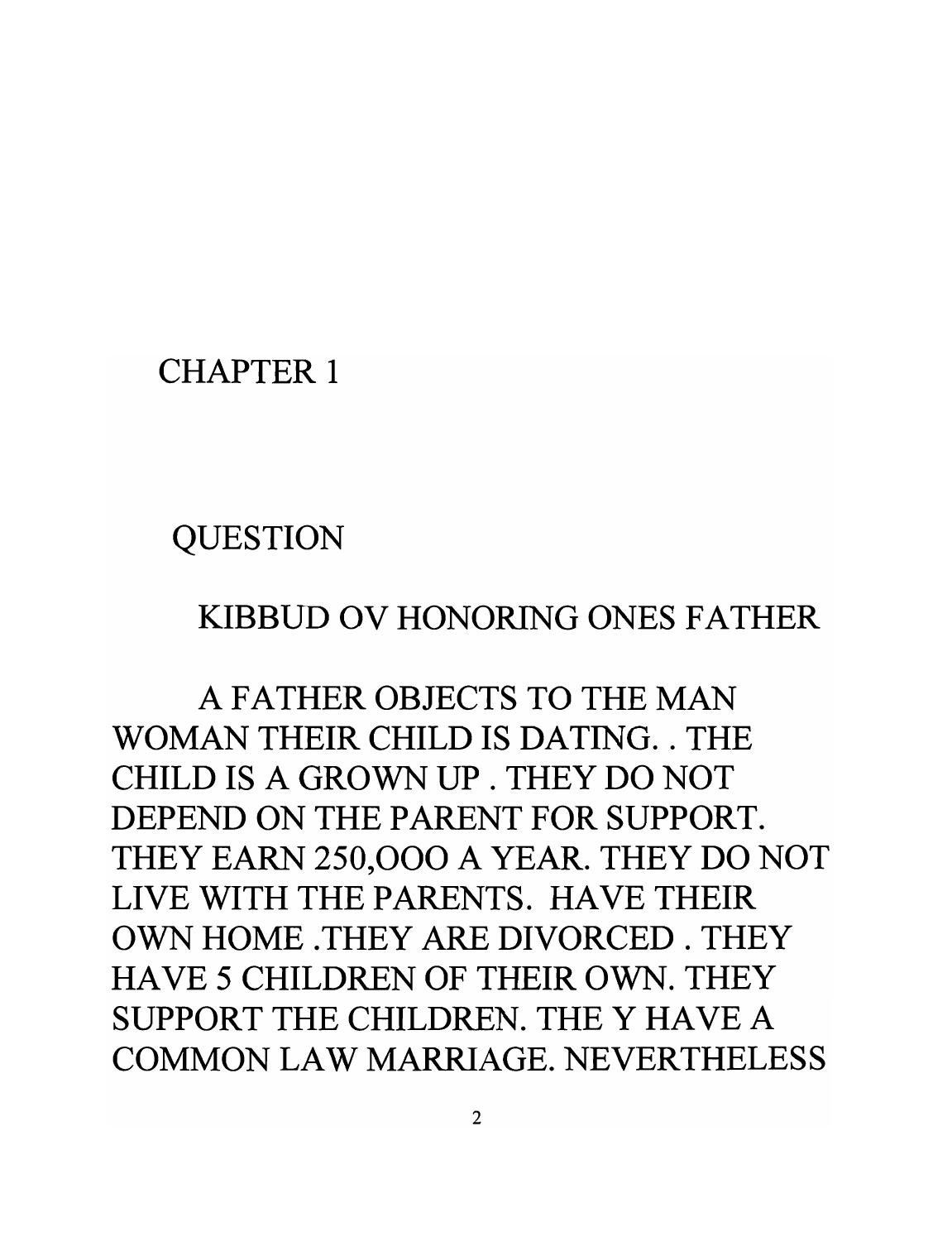# CHAPTER 1

## QUESTION

### KIBBUD OV HONORING ONES FATHER

A FATHER OBJECTS TO THE MAN WOMAN THEIR CHILD IS DATING. . THE CHILD IS A GROWN UP . THEY DO NOT DEPEND ON THE PARENT FOR SUPPORT. THEY EARN 250,OOO A YEAR. THEY DO NOT LIVE WITH THE PARENTS. HAVE THEIR OWN HOME .THEY ARE DIVORCED . THEY HAVE 5 CHILDREN OF THEIR OWN. THEY SUPPORT THE CHILDREN. THE Y HAVE A COMMON LAW MARRIAGE. NEVERTHELESS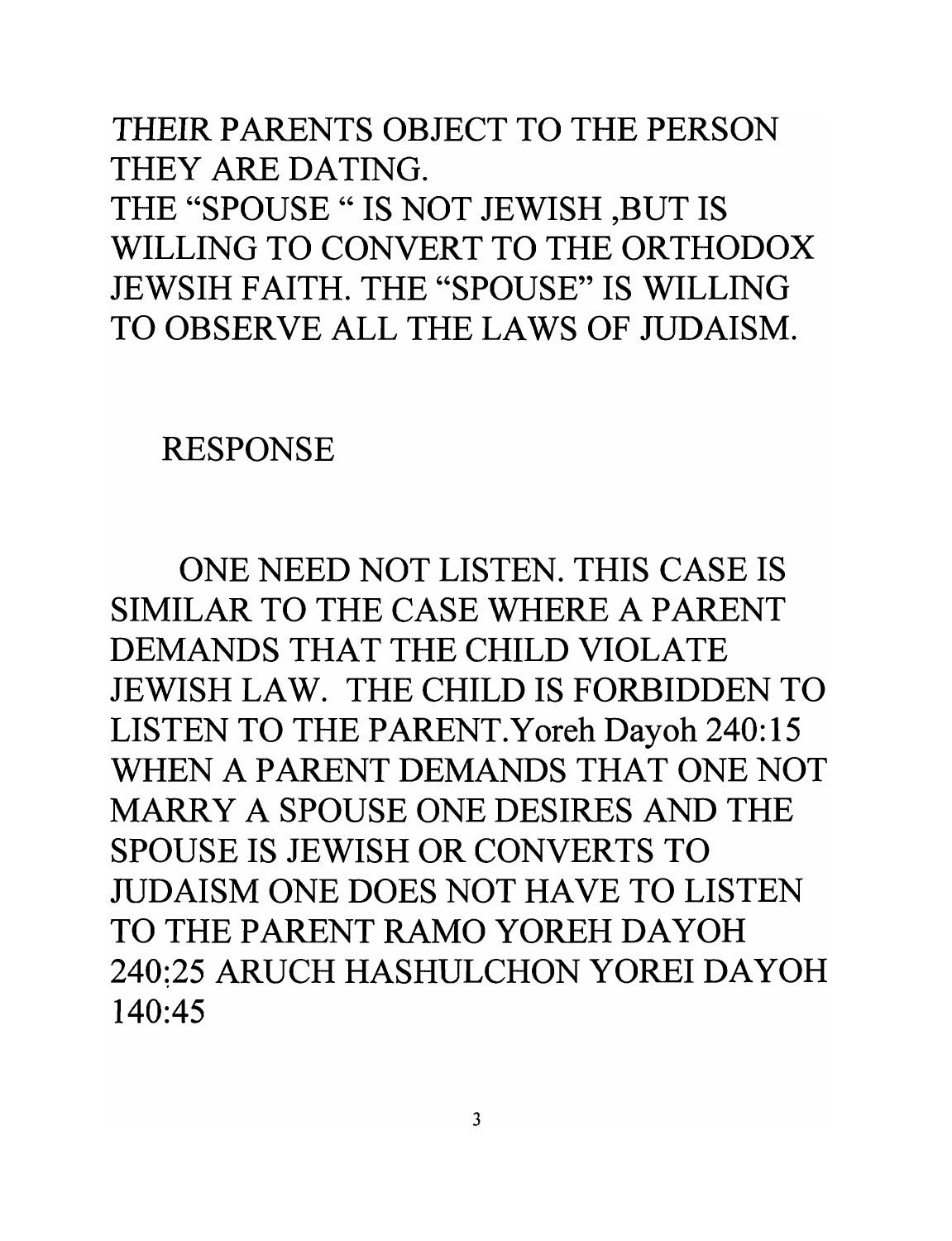THEIR PARENTS OBJECT TO THE PERSON THEY ARE DATING.
THE "SPOUSE " IS NOT JEWISH ,BUT IS WILLING TO CONVERT TO THE ORTHODOX JEWSIH FAITH. THE "SPOUSE" IS WILLING TO OBSERVE ALL THE LAWS OF JUDAISM.

RESPONSE

ONE NEED NOT LISTEN. THIS CASE IS SIMILAR TO THE CASE WHERE A PARENT DEMANDS THAT THE CHILD VIOLATE JEWISH LAW. THE CHILD IS FORBIDDEN TO LISTEN TO THE PARENT.Yoreh Dayoh 240:15 WHEN A PARENT DEMANDS THAT ONE NOT MARRY A SPOUSE ONE DESIRES AND THE SPOUSE IS JEWISH OR CONVERTS TO JUDAISM ONE DOES NOT HAVE TO LISTEN TO THE PARENT RAMO YOREH DAYOH 240:25 ARUCH HASHULCHON YOREI DAYOH 140:45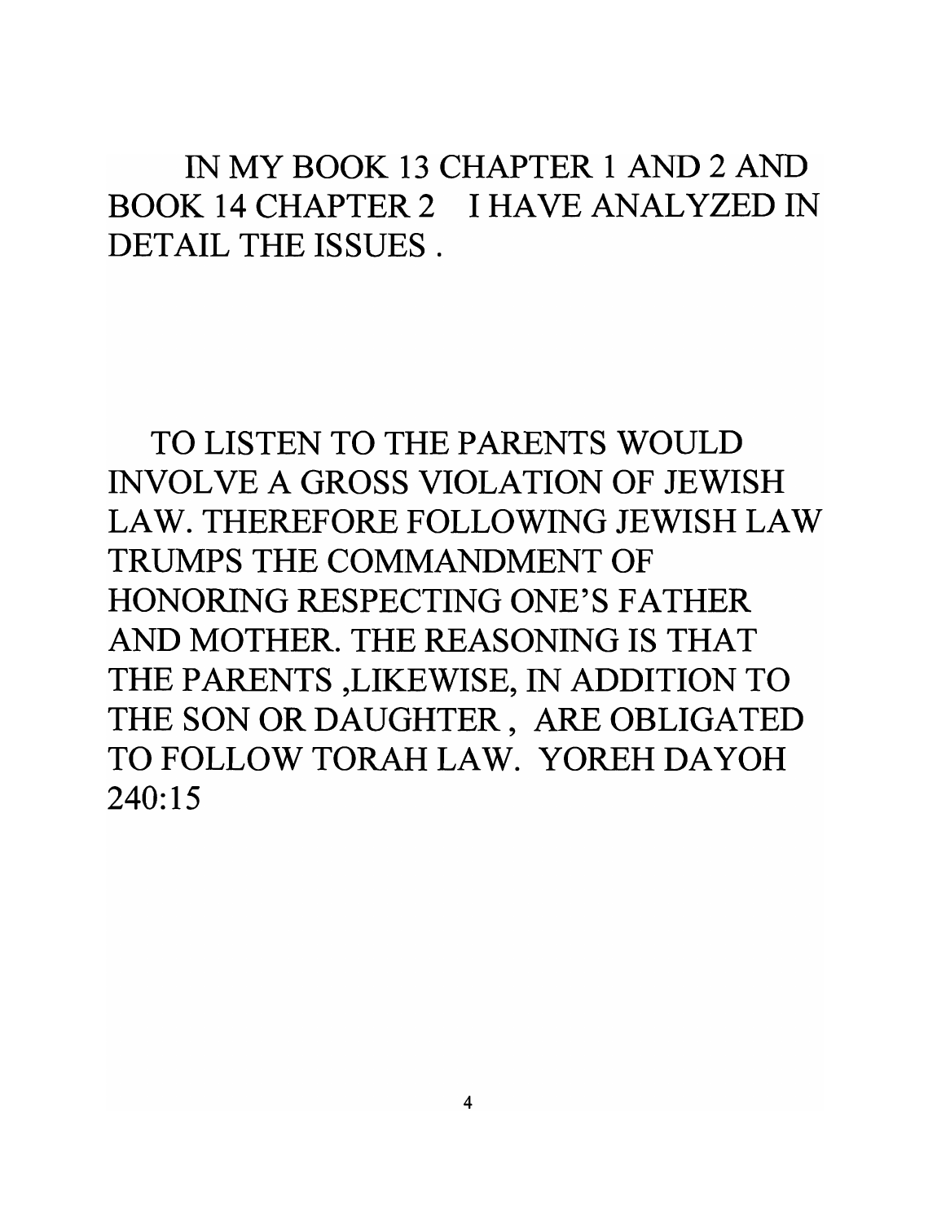IN MY BOOK 13 CHAPTER 1 AND 2 AND BOOK 14 CHAPTER 2 I HAVE ANALYZED IN DETAIL THE ISSUES .

TO LISTEN TO THE PARENTS WOULD INVOLVE A GROSS VIOLATION OF JEWISH LAW. THEREFORE FOLLOWING JEWISH LAW TRUMPS THE COMMANDMENT OF HONORING RESPECTING ONE'S FATHER AND MOTHER. THE REASONING IS THAT THE PARENTS ,LIKEWISE, IN ADDITION TO THE SON OR DAUGHTER , ARE OBLIGATED TO FOLLOW TORAH LAW. YOREH DAYOH 240:15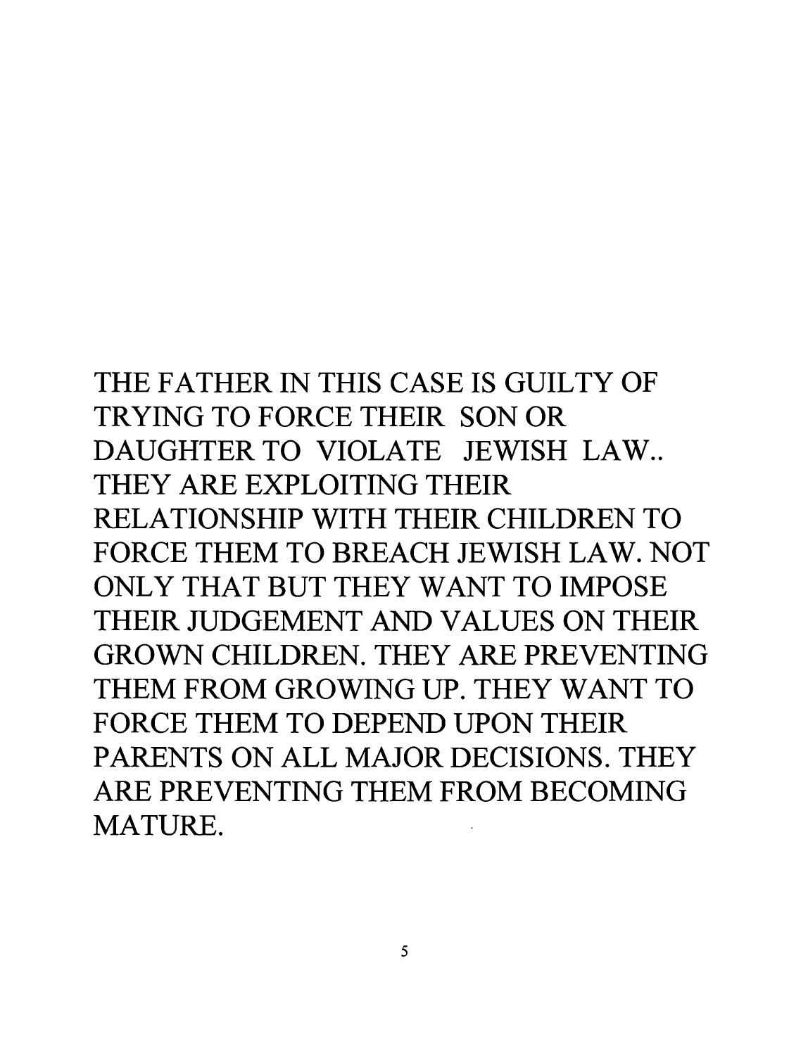THE FATHER IN THIS CASE IS GUILTY OF TRYING TO FORCE THEIR SON OR DAUGHTER TO VIOLATE JEWISH LAW.. THEY ARE EXPLOITING THEIR RELATIONSHIP WITH THEIR CHILDREN TO FORCE THEM TO BREACH JEWISH LAW. NOT ONLY THAT BUT THEY WANT TO IMPOSE THEIR JUDGEMENT AND VALUES ON THEIR GROWN CHILDREN. THEY ARE PREVENTING THEM FROM GROWING UP. THEY WANT TO FORCE THEM TO DEPEND UPON THEIR PARENTS ON ALL MAJOR DECISIONS. THEY ARE PREVENTING THEM FROM BECOMING MATURE.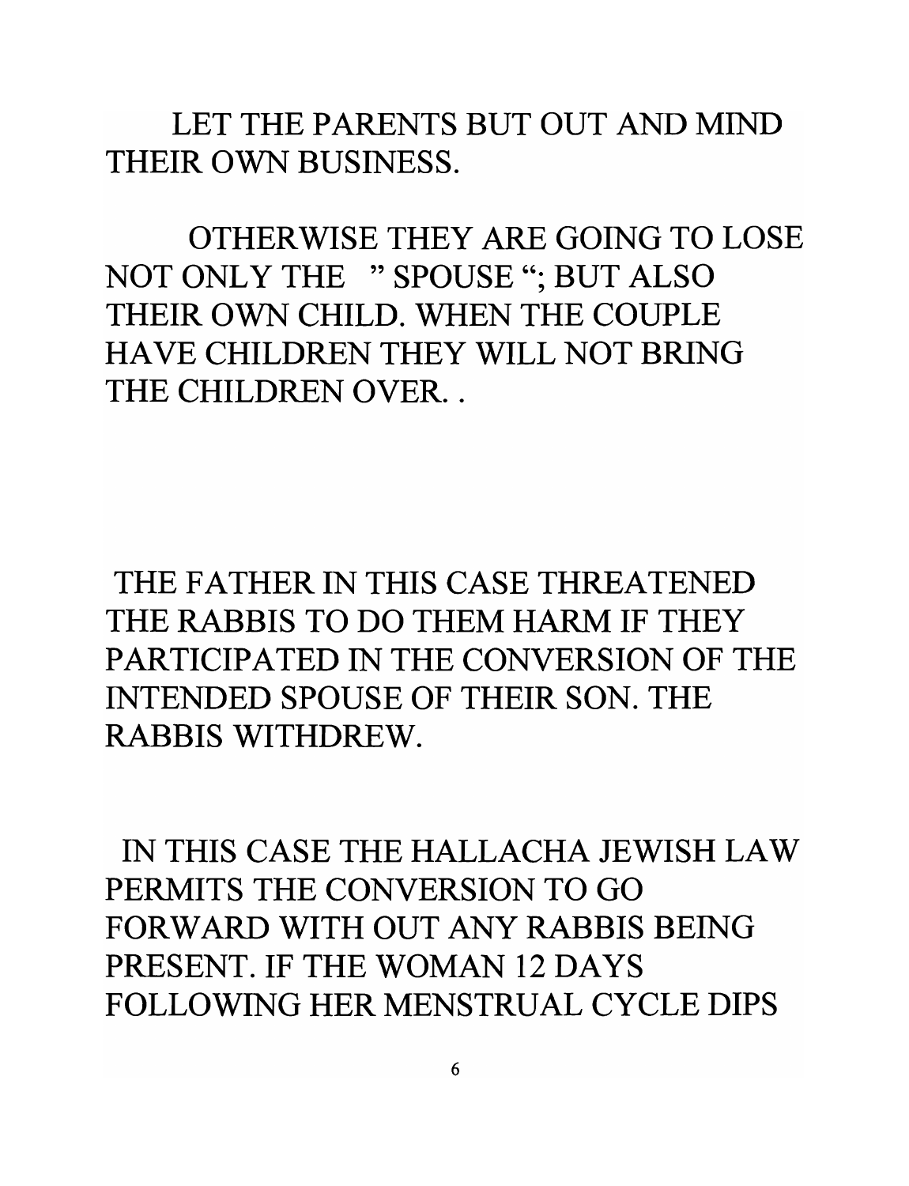LET THE PARENTS BUT OUT AND MIND THEIR OWN BUSINESS.

OTHERWISE THEY ARE GOING TO LOSE NOT ONLY THE " SPOUSE "; BUT ALSO THEIR OWN CHILD. WHEN THE COUPLE HAVE CHILDREN THEY WILL NOT BRING THE CHILDREN OVER. .

THE FATHER IN THIS CASE THREATENED THE RABBIS TO DO THEM HARM IF THEY PARTICIPATED IN THE CONVERSION OF THE INTENDED SPOUSE OF THEIR SON. THE RABBIS WITHDREW.

IN THIS CASE THE HALLACHA JEWISH LAW PERMITS THE CONVERSION TO GO FORWARD WITH OUT ANY RABBIS BEING PRESENT. IF THE WOMAN 12 DAYS FOLLOWING HER MENSTRUAL CYCLE DIPS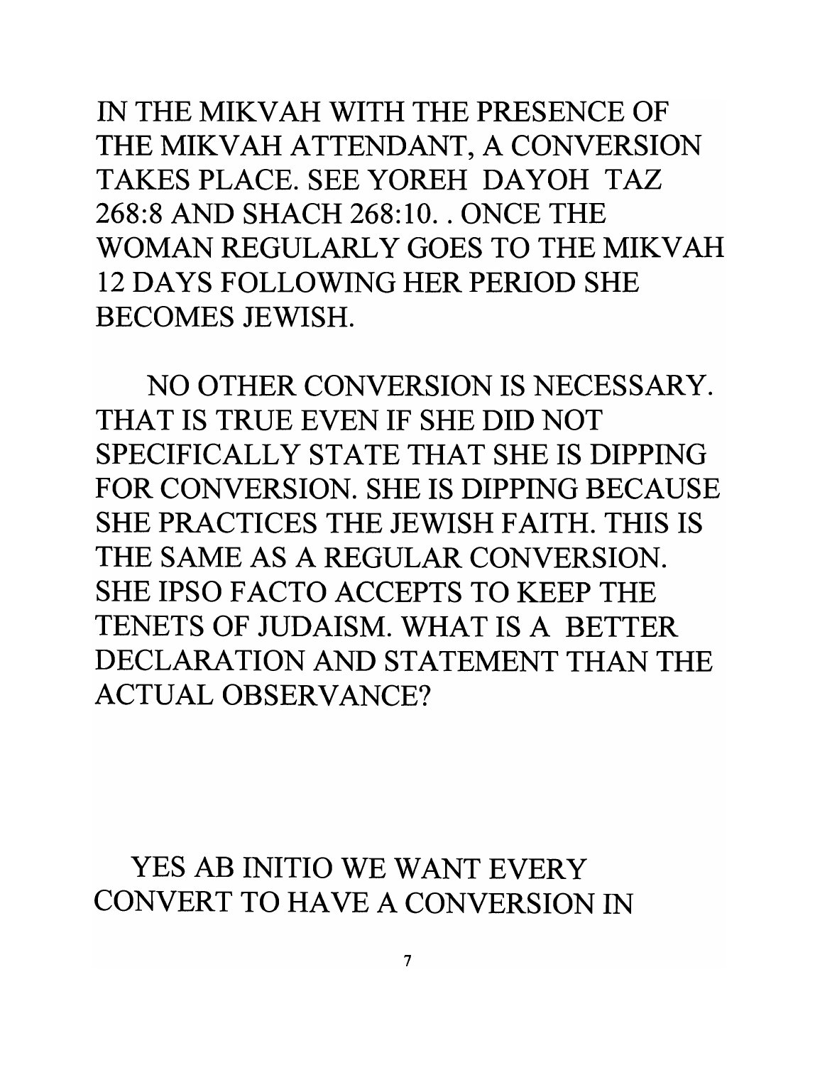IN THE MIKVAH WITH THE PRESENCE OF THE MIKVAH ATTENDANT, A CONVERSION TAKES PLACE. SEE YOREH DAYOH TAZ 268:8 AND SHACH 268:10. . ONCE THE WOMAN REGULARLY GOES TO THE MIKVAH 12 DAYS FOLLOWING HER PERIOD SHE BECOMES JEWISH.

NO OTHER CONVERSION IS NECESSARY. THAT IS TRUE EVEN IF SHE DID NOT SPECIFICALLY STATE THAT SHE IS DIPPING FOR CONVERSION. SHE IS DIPPING BECAUSE SHE PRACTICES THE JEWISH FAITH. THIS IS THE SAME AS A REGULAR CONVERSION. SHE IPSO FACTO ACCEPTS TO KEEP THE TENETS OF JUDAISM. WHAT IS A BETTER DECLARATION AND STATEMENT THAN THE ACTUAL OBSERVANCE?

YES AB INITIO WE WANT EVERY CONVERT TO HAVE A CONVERSION IN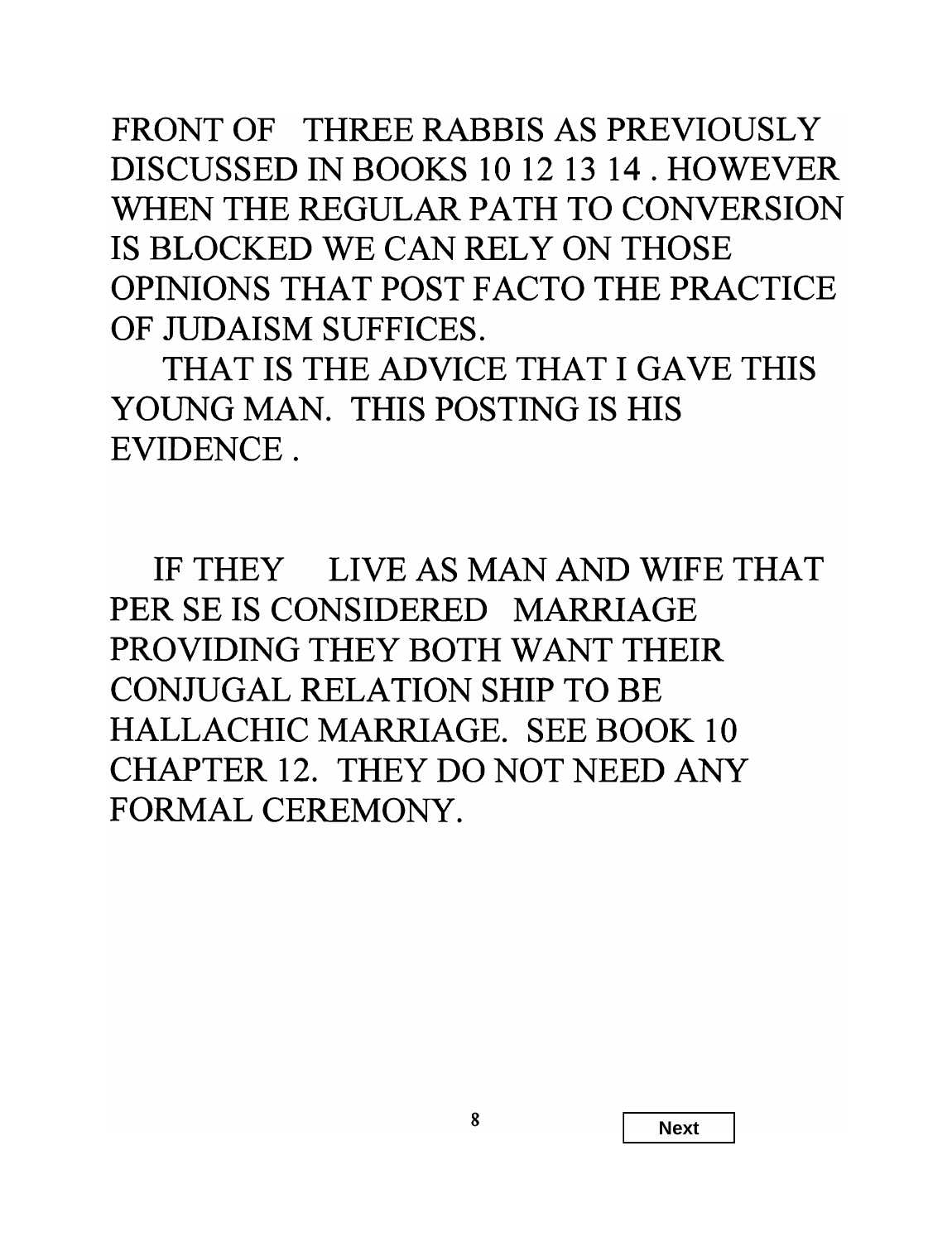FRONT OF THREE RABBIS AS PREVIOUSLY DISCUSSED IN BOOKS 10 12 13 14 . HOWEVER WHEN THE REGULAR PATH TO CONVERSION IS BLOCKED WE CAN RELY ON THOSE OPINIONS THAT POST FACTO THE PRACTICE OF JUDAISM SUFFICES.

THAT IS THE ADVICE THAT I GAVE THIS YOUNG MAN. THIS POSTING IS HIS EVIDENCE .

IF THEY LIVE AS MAN AND WIFE THAT PER SE IS CONSIDERED MARRIAGE PROVIDING THEY BOTH WANT THEIR CONJUGAL RELATION SHIP TO BE HALLACHIC MARRIAGE. SEE BOOK 10 CHAPTER 12. THEY DO NOT NEED ANY FORMAL CEREMONY.

Next